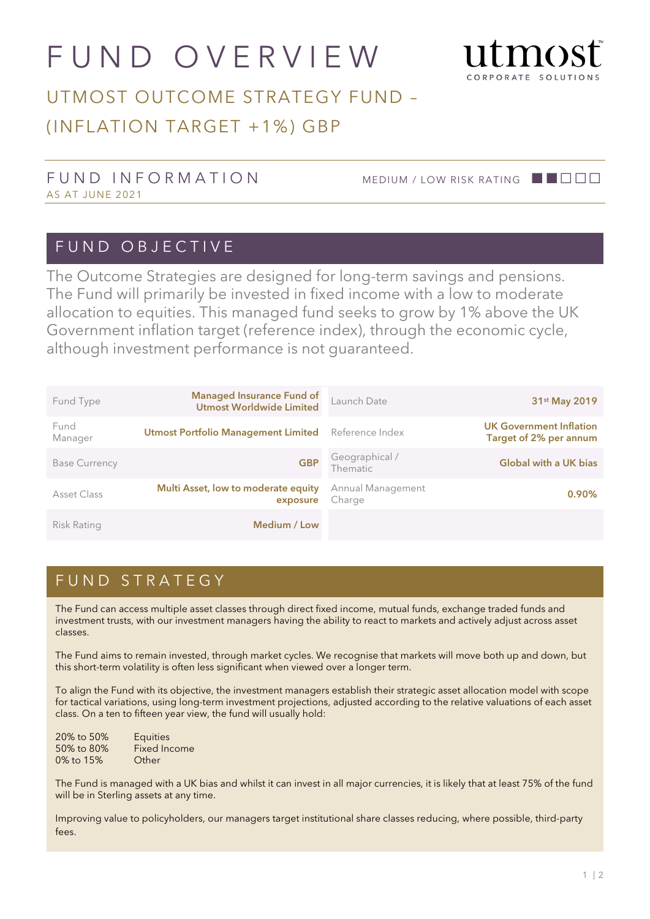# FUND OVERVIEW

## UTMOST OUTCOME STRATEGY FUND – (INFLATION TARGET +1%) GBP

### FUND INFORMATION

AS AT JUNE 2021

MEDIUM / LOW RISK RATING ■■□□□

## FUND OBJECTIVE

The Outcome Strategies are designed for long-term savings and pensions. The Fund will primarily be invested in fixed income with a low to moderate allocation to equities. This managed fund seeks to grow by 1% above the UK Government inflation target (reference index), through the economic cycle, although investment performance is not guaranteed.

| | | | |
|---|---|---|---|
| Fund Type | **Managed Insurance Fund of Utmost Worldwide Limited** | Launch Date | **31st May 2019** |
| Fund Manager | **Utmost Portfolio Management Limited** | Reference Index | **UK Government Inflation Target of 2% per annum** |
| Base Currency | **GBP** | Geographical / Thematic | **Global with a UK bias** |
| Asset Class | **Multi Asset, low to moderate equity exposure** | Annual Management Charge | **0.90%** |
| Risk Rating | **Medium / Low** | | |

## FUND STRATEGY

The Fund can access multiple asset classes through direct fixed income, mutual funds, exchange traded funds and investment trusts, with our investment managers having the ability to react to markets and actively adjust across asset classes.

The Fund aims to remain invested, through market cycles. We recognise that markets will move both up and down, but this short-term volatility is often less significant when viewed over a longer term.

To align the Fund with its objective, the investment managers establish their strategic asset allocation model with scope for tactical variations, using long-term investment projections, adjusted according to the relative valuations of each asset class. On a ten to fifteen year view, the fund will usually hold:

| | |
|---|---|
| 20% to 50% | Equities |
| 50% to 80% | Fixed Income |
| 0% to 15% | Other |

The Fund is managed with a UK bias and whilst it can invest in all major currencies, it is likely that at least 75% of the fund will be in Sterling assets at any time.

Improving value to policyholders, our managers target institutional share classes reducing, where possible, third-party fees.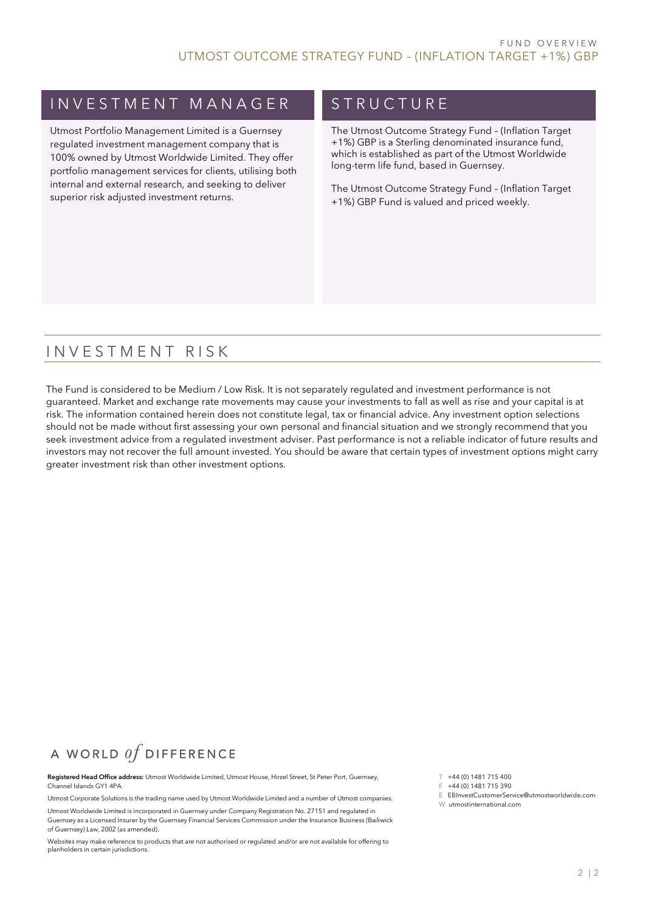## INVESTMENT MANAGER

Utmost Portfolio Management Limited is a Guernsey regulated investment management company that is 100% owned by Utmost Worldwide Limited. They offer portfolio management services for clients, utilising both internal and external research, and seeking to deliver superior risk adjusted investment returns.

## STRUCTURE

The Utmost Outcome Strategy Fund – (Inflation Target +1%) GBP is a Sterling denominated insurance fund, which is established as part of the Utmost Worldwide long-term life fund, based in Guernsey.

The Utmost Outcome Strategy Fund – (Inflation Target +1%) GBP Fund is valued and priced weekly.

## INVESTMENT RISK

The Fund is considered to be Medium / Low Risk. It is not separately regulated and investment performance is not guaranteed. Market and exchange rate movements may cause your investments to fall as well as rise and your capital is at risk. The information contained herein does not constitute legal, tax or financial advice. Any investment option selections should not be made without first assessing your own personal and financial situation and we strongly recommend that you seek investment advice from a regulated investment adviser. Past performance is not a reliable indicator of future results and investors may not recover the full amount invested. You should be aware that certain types of investment options might carry greater investment risk than other investment options.

A WORLD *of* DIFFERENCE

**Registered Head Office address:** Utmost Worldwide Limited, Utmost House, Hirzel Street, St Peter Port, Guernsey, Channel Islands GY1 4PA.

Utmost Corporate Solutions is the trading name used by Utmost Worldwide Limited and a number of Utmost companies.

Utmost Worldwide Limited is incorporated in Guernsey under Company Registration No. 27151 and regulated in Guernsey as a Licensed Insurer by the Guernsey Financial Services Commission under the Insurance Business (Bailiwick of Guernsey) Law, 2002 (as amended).

Websites may make reference to products that are not authorised or regulated and/or are not available for offering to planholders in certain jurisdictions.

T +44 (0) 1481 715 400
F +44 (0) 1481 715 390
E EBInvestCustomerService@utmostworldwide.com
W utmostinternational.com